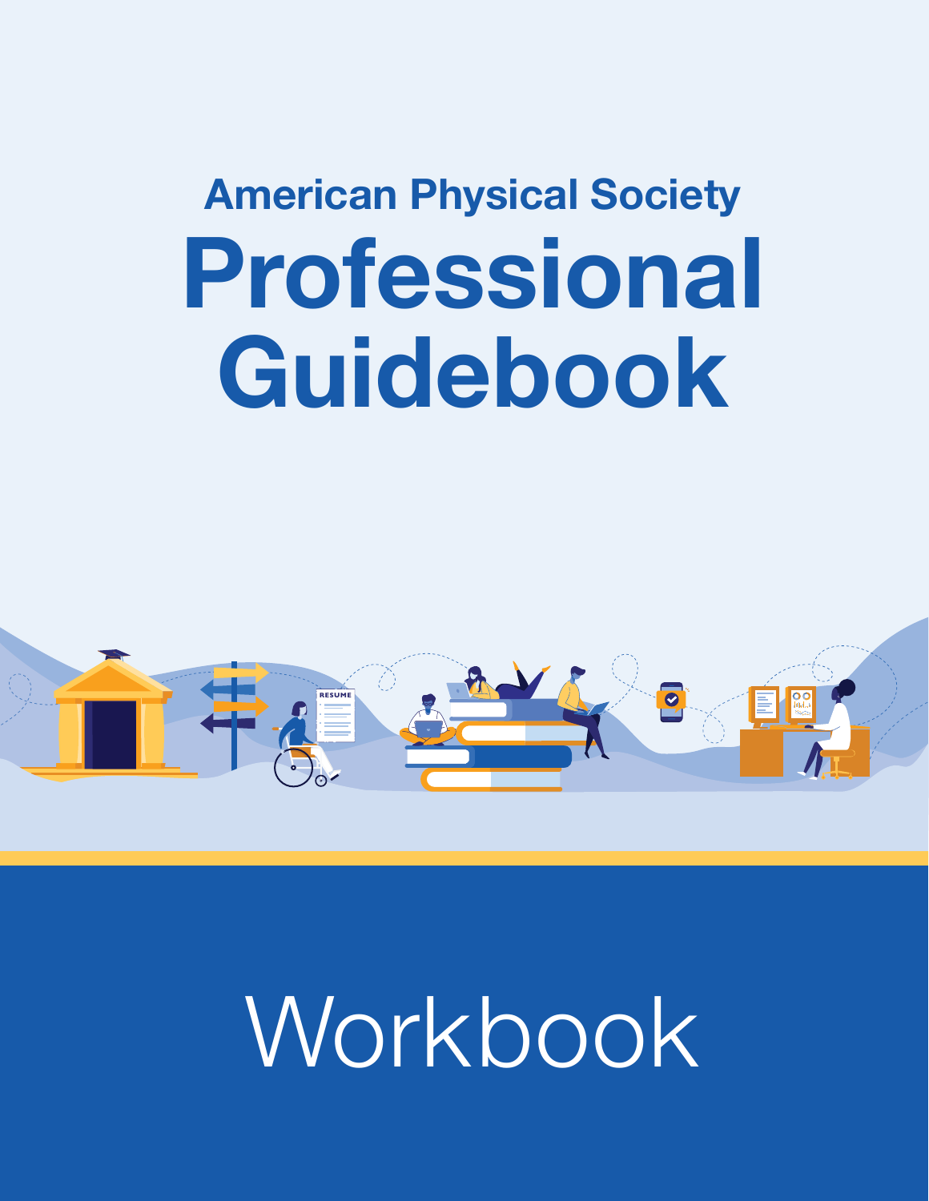## American Physical Society

# Professional Guidebook

# Workbook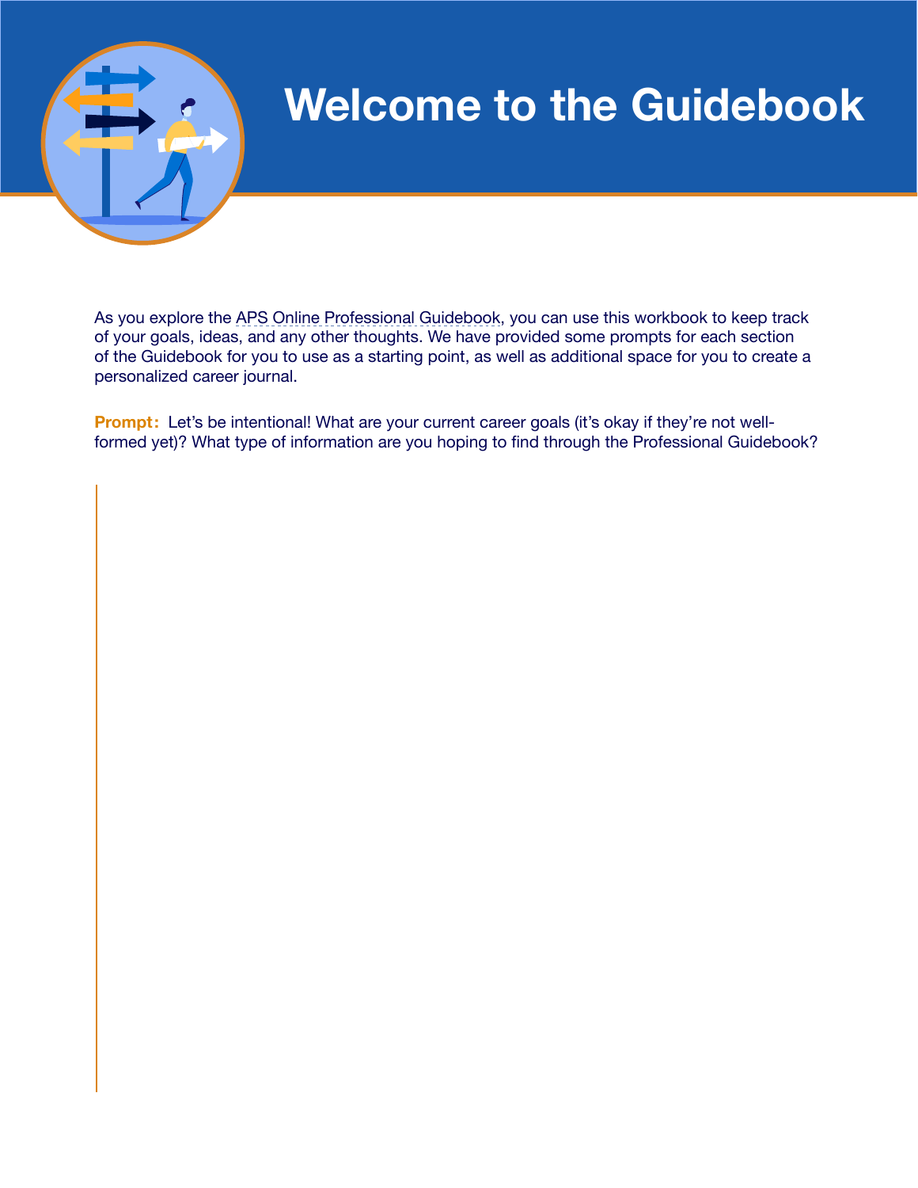# Welcome to the Guidebook

As you explore the APS Online Professional Guidebook, you can use this workbook to keep track of your goals, ideas, and any other thoughts. We have provided some prompts for each section of the Guidebook for you to use as a starting point, as well as additional space for you to create a personalized career journal.

**Prompt:** Let's be intentional! What are your current career goals (it's okay if they're not well-formed yet)? What type of information are you hoping to find through the Professional Guidebook?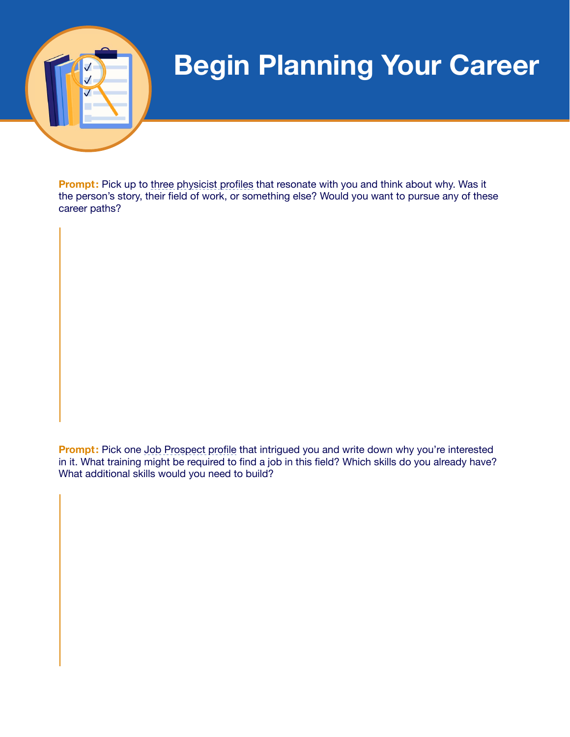# Begin Planning Your Career

**Prompt:** Pick up to three physicist profiles that resonate with you and think about why. Was it the person's story, their field of work, or something else? Would you want to pursue any of these career paths?

**Prompt:** Pick one Job Prospect profile that intrigued you and write down why you're interested in it. What training might be required to find a job in this field? Which skills do you already have? What additional skills would you need to build?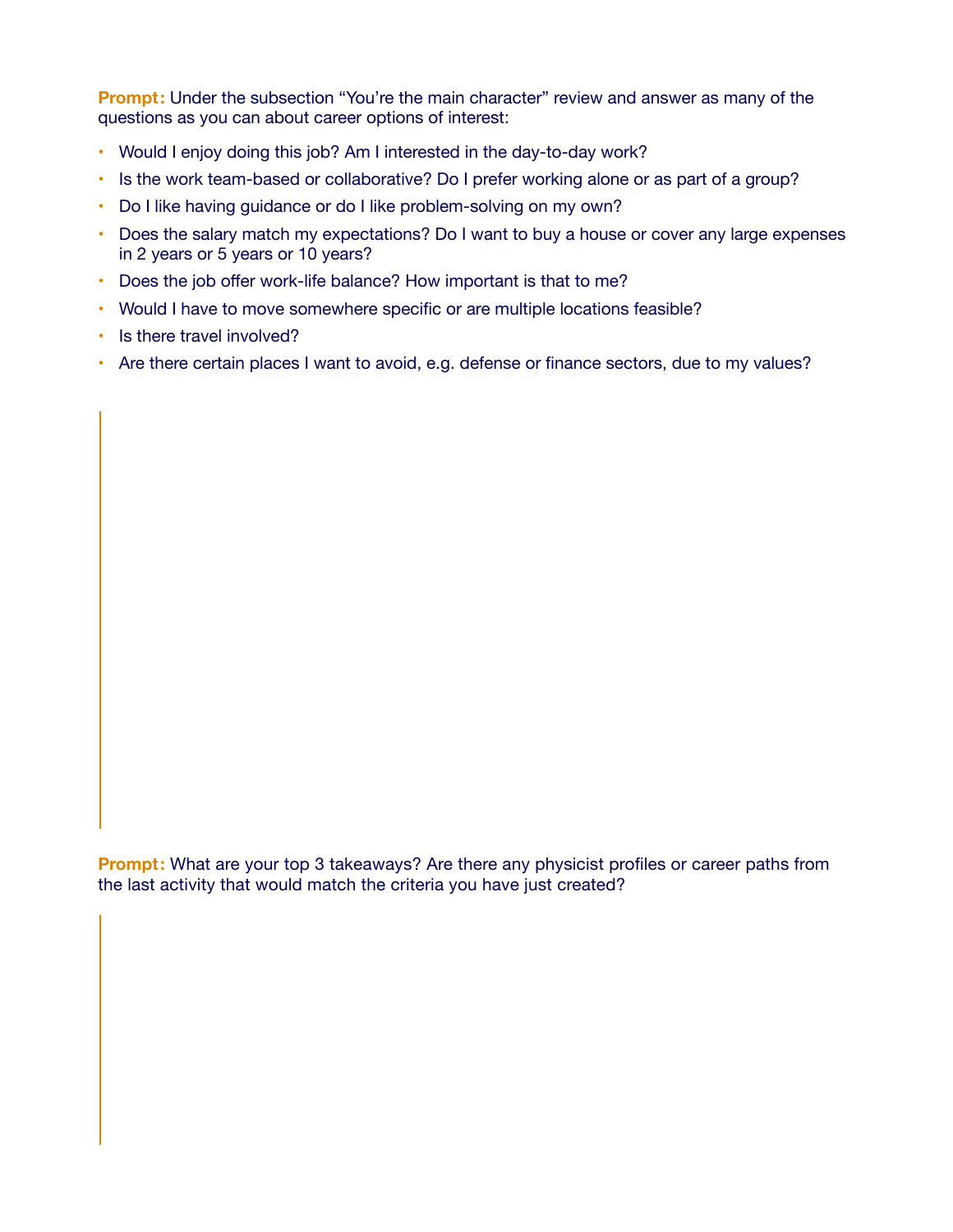**Prompt:** Under the subsection "You're the main character" review and answer as many of the questions as you can about career options of interest:

- Would I enjoy doing this job? Am I interested in the day-to-day work?
- Is the work team-based or collaborative? Do I prefer working alone or as part of a group?
- Do I like having guidance or do I like problem-solving on my own?
- Does the salary match my expectations? Do I want to buy a house or cover any large expenses in 2 years or 5 years or 10 years?
- Does the job offer work-life balance? How important is that to me?
- Would I have to move somewhere specific or are multiple locations feasible?
- Is there travel involved?
- Are there certain places I want to avoid, e.g. defense or finance sectors, due to my values?

**Prompt:** What are your top 3 takeaways? Are there any physicist profiles or career paths from the last activity that would match the criteria you have just created?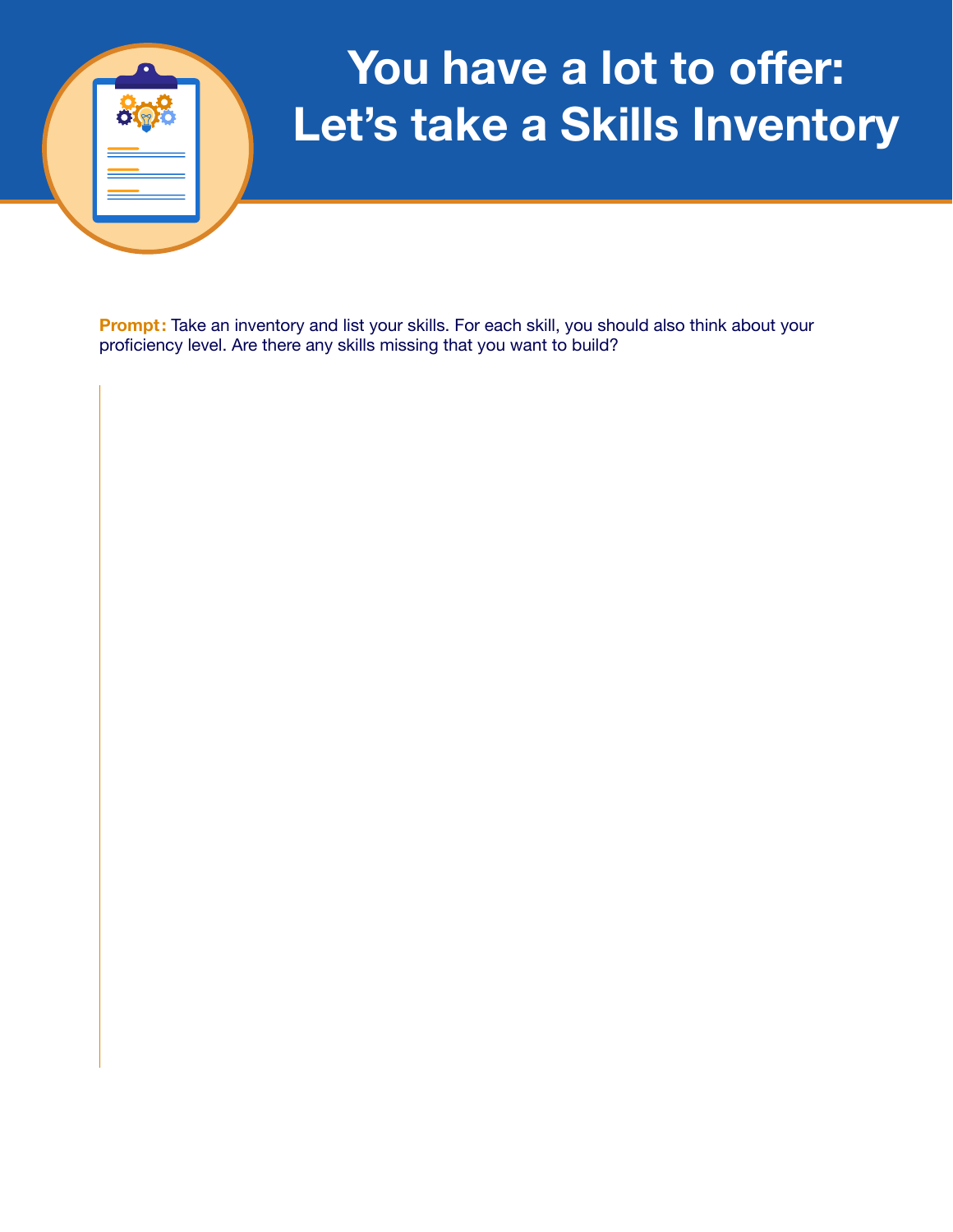# You have a lot to offer: Let's take a Skills Inventory

**Prompt:** Take an inventory and list your skills. For each skill, you should also think about your proficiency level. Are there any skills missing that you want to build?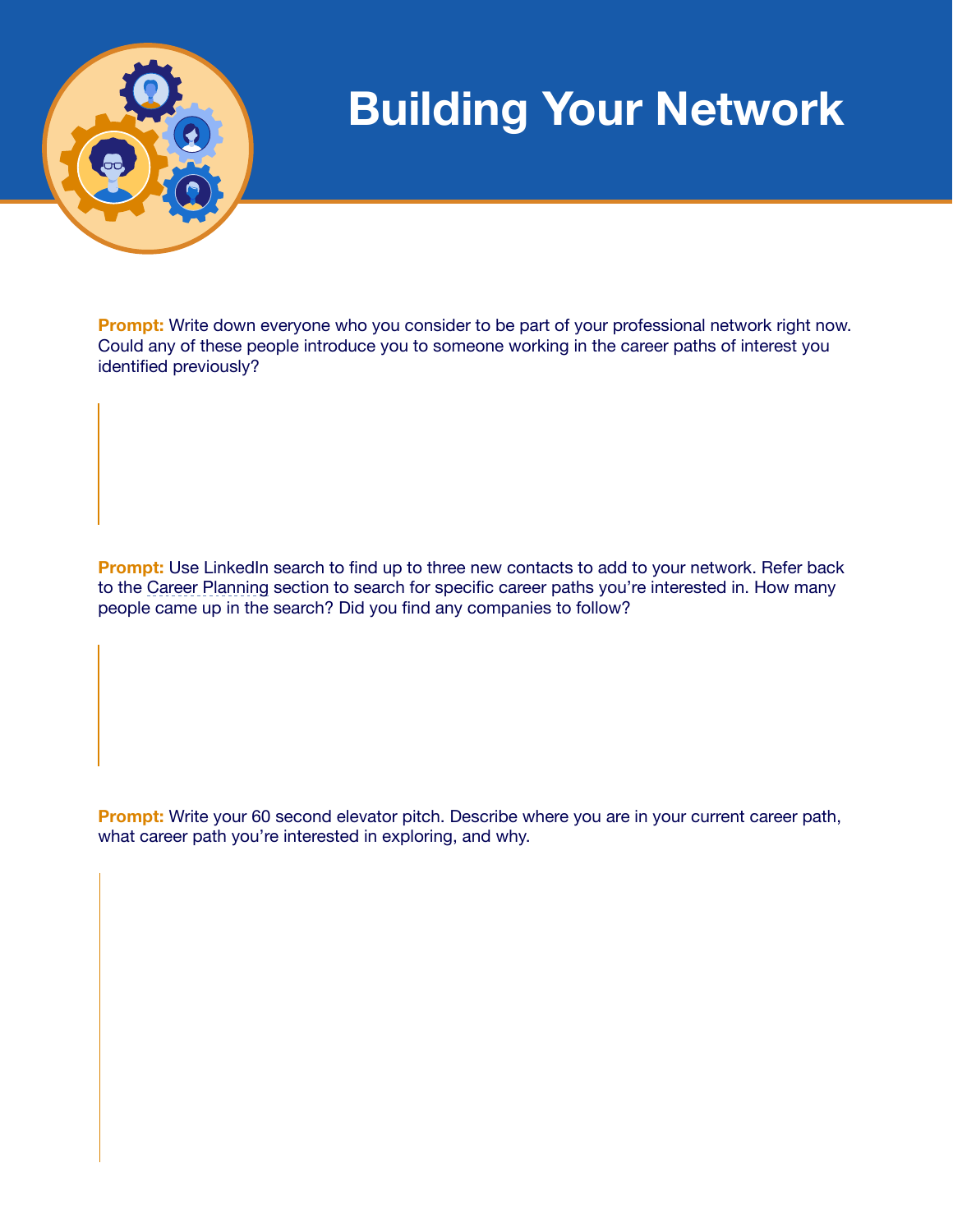# Building Your Network

**Prompt:** Write down everyone who you consider to be part of your professional network right now. Could any of these people introduce you to someone working in the career paths of interest you identified previously?

**Prompt:** Use LinkedIn search to find up to three new contacts to add to your network. Refer back to the Career Planning section to search for specific career paths you're interested in. How many people came up in the search? Did you find any companies to follow?

**Prompt:** Write your 60 second elevator pitch. Describe where you are in your current career path, what career path you're interested in exploring, and why.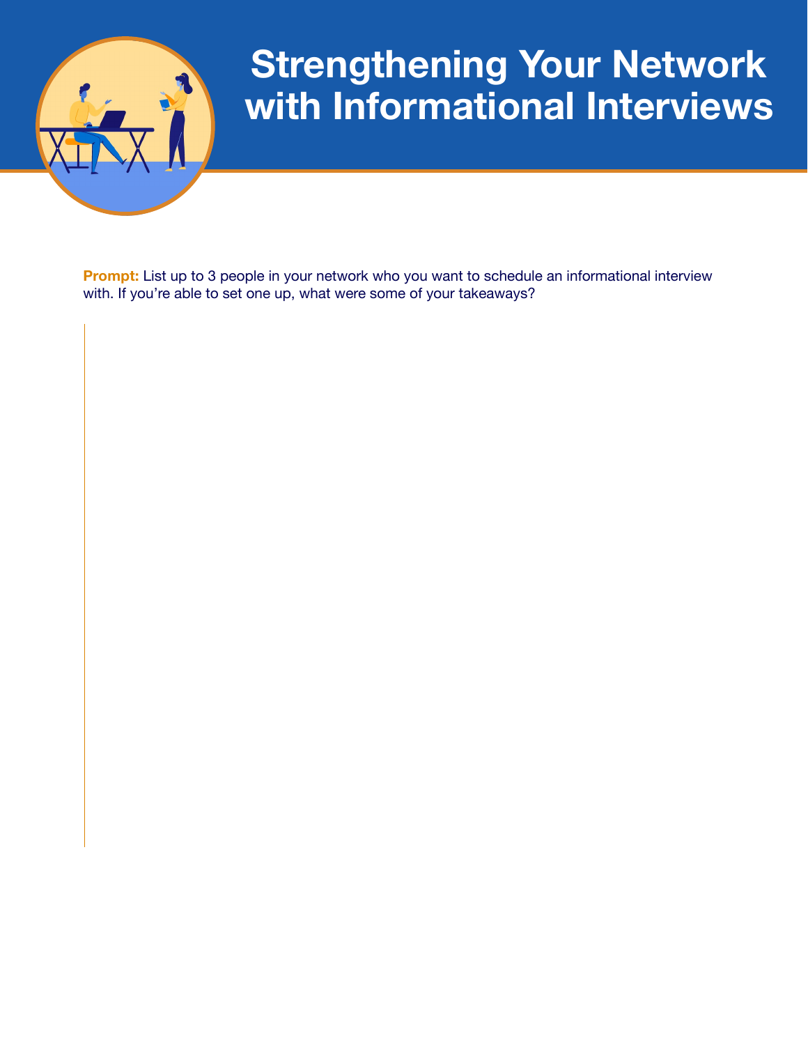# Strengthening Your Network with Informational Interviews

**Prompt:** List up to 3 people in your network who you want to schedule an informational interview with. If you're able to set one up, what were some of your takeaways?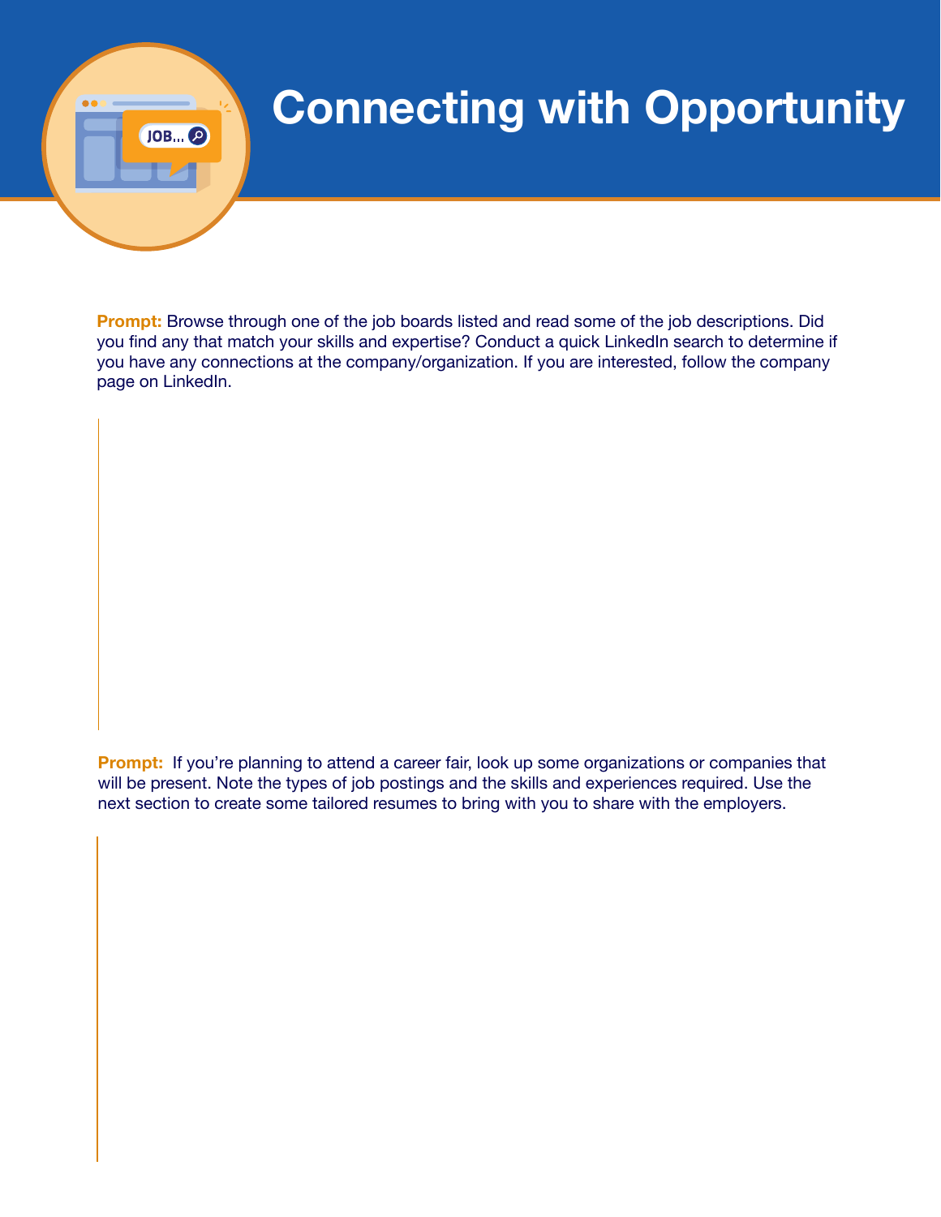# Connecting with Opportunity

**Prompt:** Browse through one of the job boards listed and read some of the job descriptions. Did you find any that match your skills and expertise? Conduct a quick LinkedIn search to determine if you have any connections at the company/organization. If you are interested, follow the company page on LinkedIn.

**Prompt:** If you're planning to attend a career fair, look up some organizations or companies that will be present. Note the types of job postings and the skills and experiences required. Use the next section to create some tailored resumes to bring with you to share with the employers.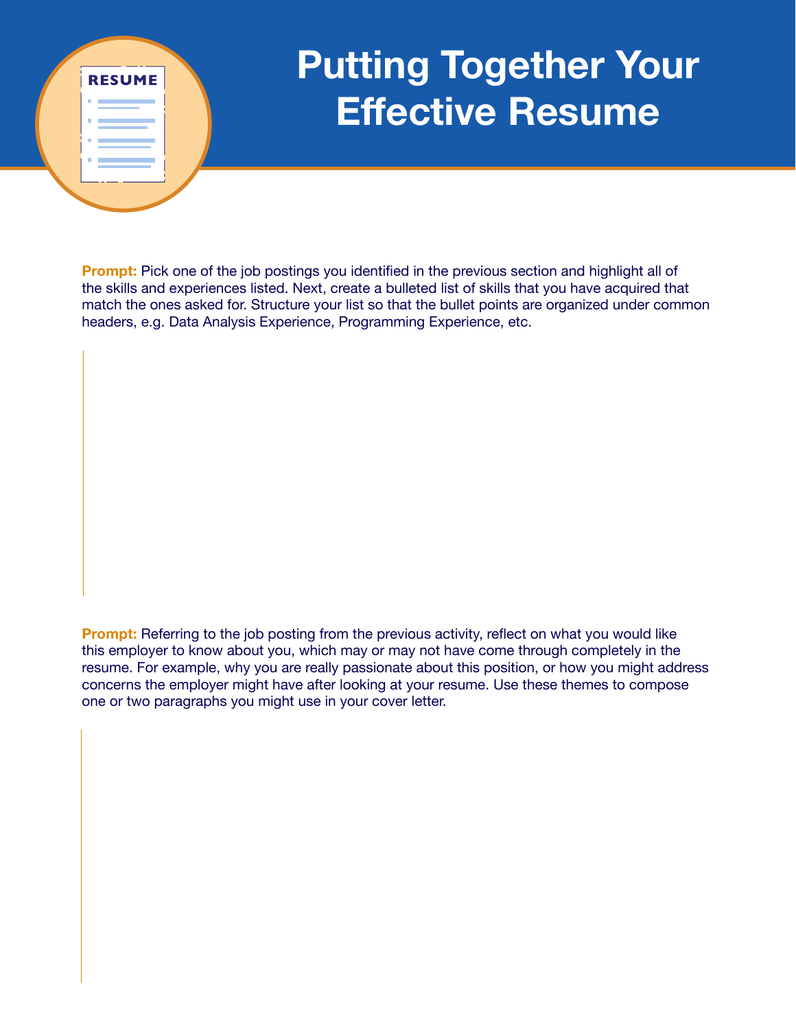# Putting Together Your Effective Resume

**Prompt:** Pick one of the job postings you identified in the previous section and highlight all of the skills and experiences listed. Next, create a bulleted list of skills that you have acquired that match the ones asked for. Structure your list so that the bullet points are organized under common headers, e.g. Data Analysis Experience, Programming Experience, etc.

**Prompt:** Referring to the job posting from the previous activity, reflect on what you would like this employer to know about you, which may or may not have come through completely in the resume. For example, why you are really passionate about this position, or how you might address concerns the employer might have after looking at your resume. Use these themes to compose one or two paragraphs you might use in your cover letter.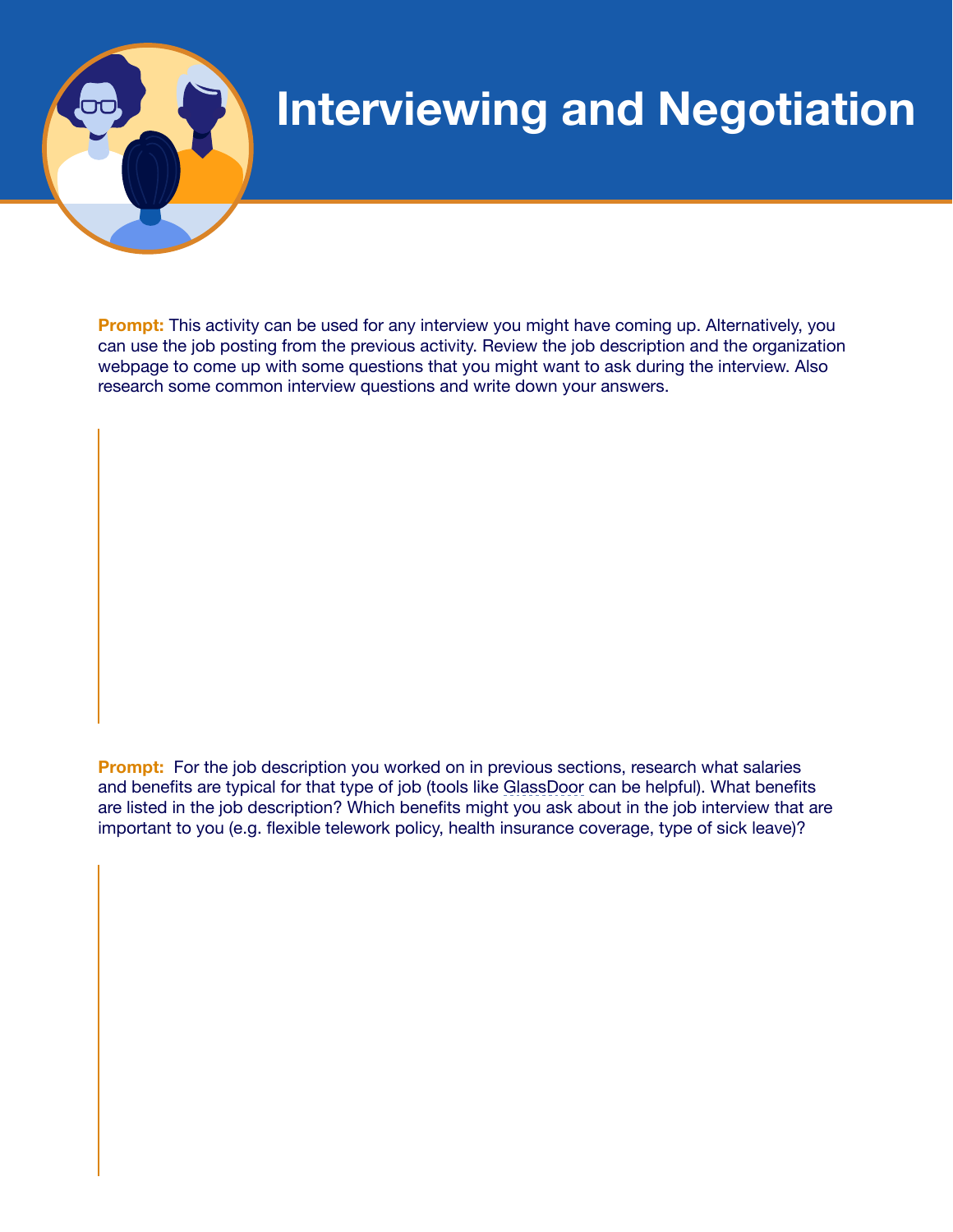# Interviewing and Negotiation

**Prompt:** This activity can be used for any interview you might have coming up. Alternatively, you can use the job posting from the previous activity. Review the job description and the organization webpage to come up with some questions that you might want to ask during the interview. Also research some common interview questions and write down your answers.

**Prompt:** For the job description you worked on in previous sections, research what salaries and benefits are typical for that type of job (tools like GlassDoor can be helpful). What benefits are listed in the job description? Which benefits might you ask about in the job interview that are important to you (e.g. flexible telework policy, health insurance coverage, type of sick leave)?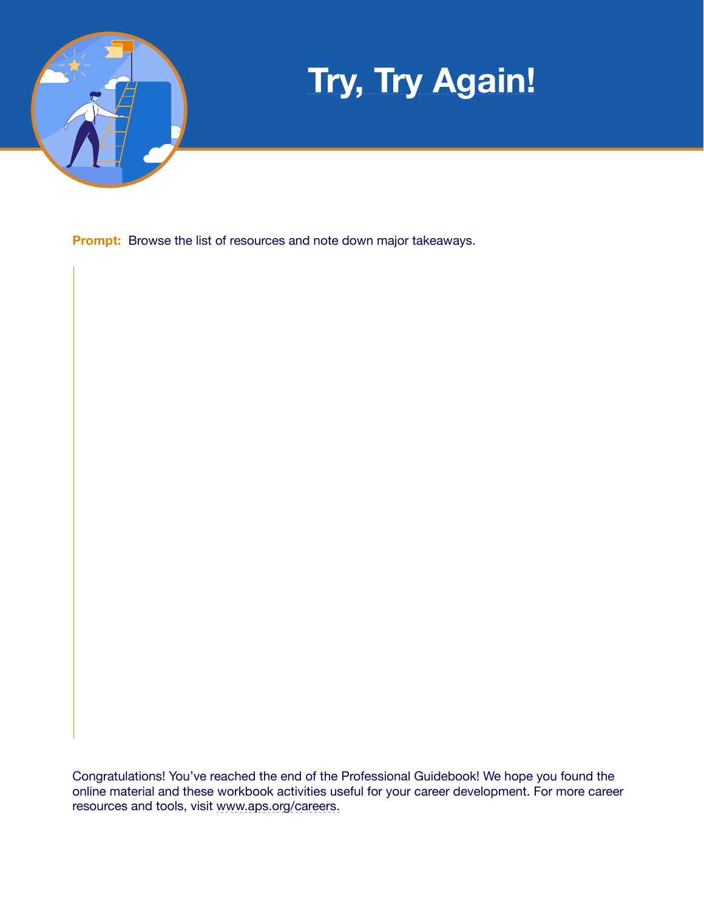# Try, Try Again!

**Prompt:** Browse the list of resources and note down major takeaways.

Congratulations! You've reached the end of the Professional Guidebook! We hope you found the online material and these workbook activities useful for your career development. For more career resources and tools, visit www.aps.org/careers.